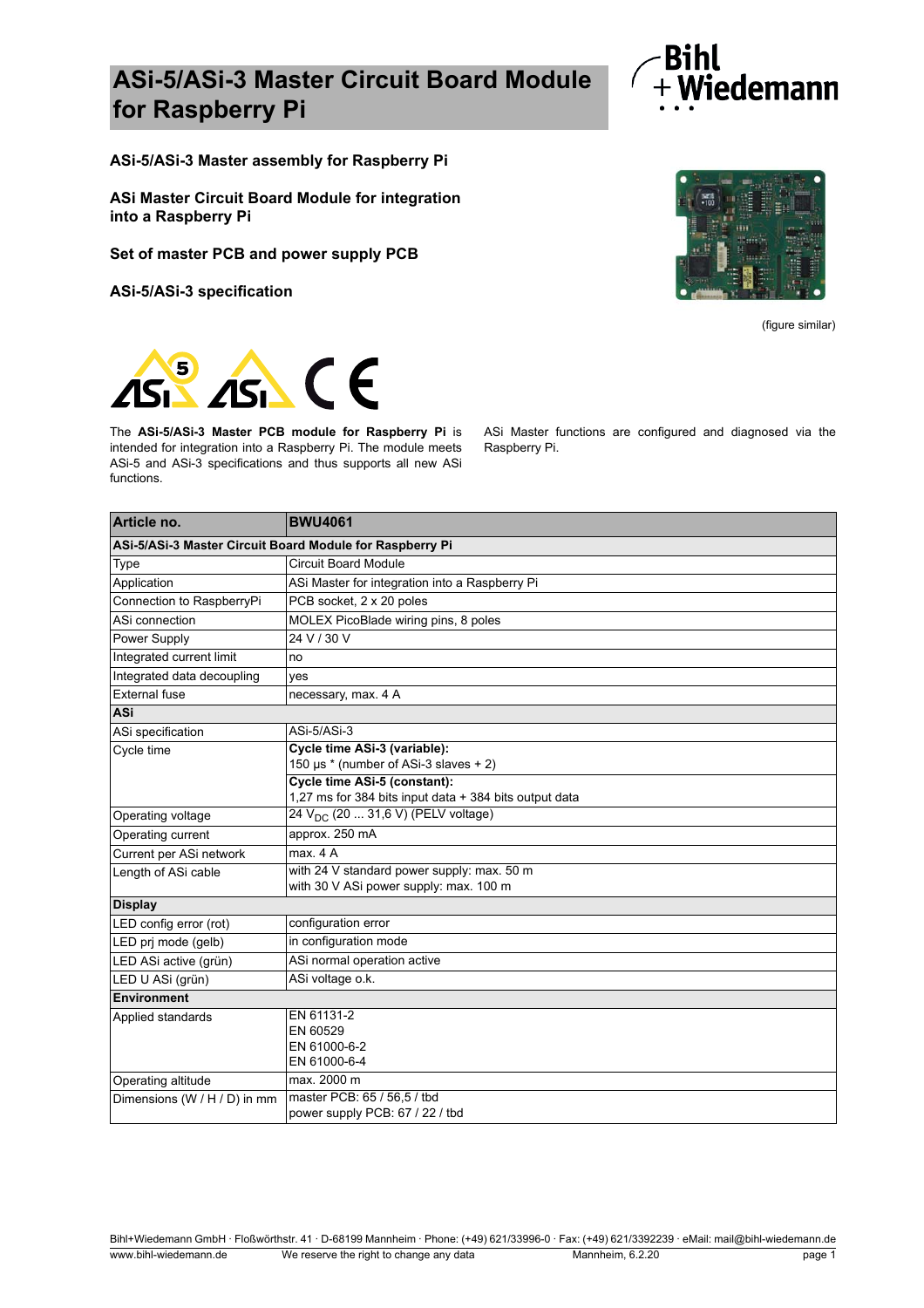# ASi-5/ASi-3 Master Circuit Board Module for Raspberry Pi

**ASi-5/ASi-3 Master assembly for Raspberry Pi**

**ASi Master Circuit Board Module for integration into a Raspberry Pi**

**Set of master PCB and power supply PCB**

**ASi-5/ASi-3 specification**

(figure similar)

The **ASi-5/ASi-3 Master PCB module for Raspberry Pi** is intended for integration into a Raspberry Pi. The module meets ASi-5 and ASi-3 specifications and thus supports all new ASi functions.

ASi Master functions are configured and diagnosed via the Raspberry Pi.

| **Article no.** | **BWU4061** |
|---|---|
| **ASi-5/ASi-3 Master Circuit Board Module for Raspberry Pi** | |
| Type | Circuit Board Module |
| Application | ASi Master for integration into a Raspberry Pi |
| Connection to RaspberryPi | PCB socket, 2 x 20 poles |
| ASi connection | MOLEX PicoBlade wiring pins, 8 poles |
| Power Supply | 24 V / 30 V |
| Integrated current limit | no |
| Integrated data decoupling | yes |
| External fuse | necessary, max. 4 A |
| **ASi** | |
| ASi specification | ASi-5/ASi-3 |
| Cycle time | **Cycle time ASi-3 (variable):**<br>150 µs * (number of ASi-3 slaves + 2)<br>**Cycle time ASi-5 (constant):**<br>1,27 ms for 384 bits input data + 384 bits output data |
| Operating voltage | 24 $V_{DC}$ (20 ... 31,6 V) (PELV voltage) |
| Operating current | approx. 250 mA |
| Current per ASi network | max. 4 A |
| Length of ASi cable | with 24 V standard power supply: max. 50 m<br>with 30 V ASi power supply: max. 100 m |
| **Display** | |
| LED config error (rot) | configuration error |
| LED prj mode (gelb) | in configuration mode |
| LED ASi active (grün) | ASi normal operation active |
| LED U ASi (grün) | ASi voltage o.k. |
| **Environment** | |
| Applied standards | EN 61131-2<br>EN 60529<br>EN 61000-6-2<br>EN 61000-6-4 |
| Operating altitude | max. 2000 m |
| Dimensions (W / H / D) in mm | master PCB: 65 / 56,5 / tbd<br>power supply PCB: 67 / 22 / tbd |

Bihl+Wiedemann GmbH · Floßwörthstr. 41 · D-68199 Mannheim · Phone: (+49) 621/33996-0 · Fax: (+49) 621/3392239 · eMail: mail@bihl-wiedemann.de
www.bihl-wiedemann.de · We reserve the right to change any data · Mannheim, 6.2.20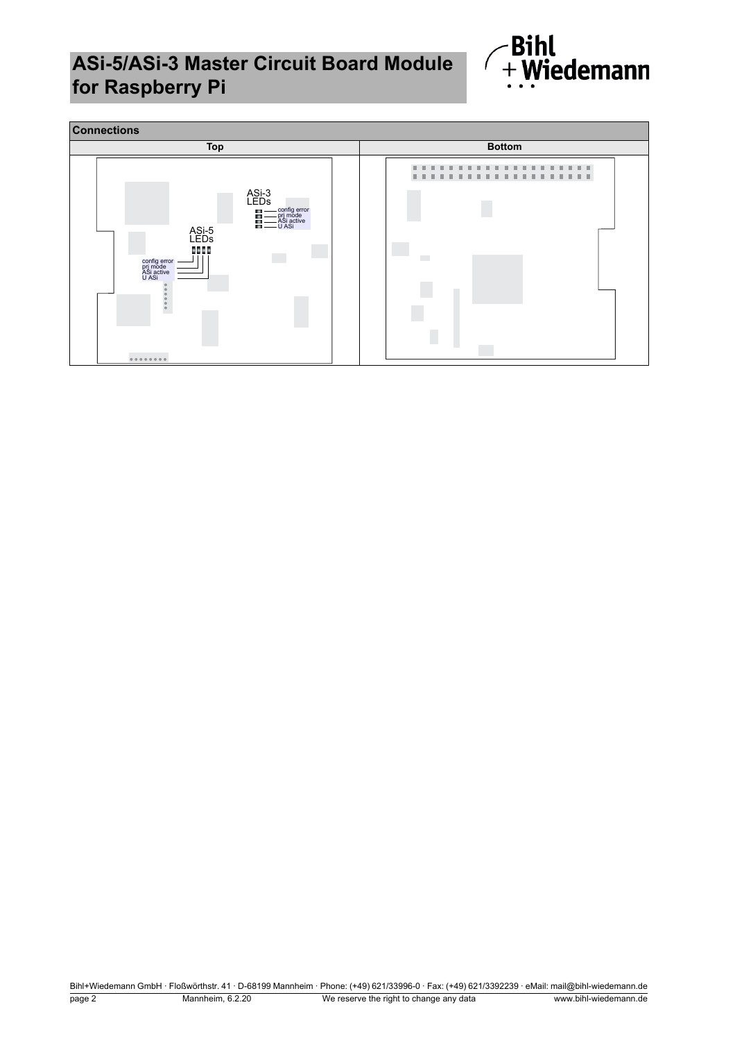# ASi-5/ASi-3 Master Circuit Board Module for Raspberry Pi

## Connections

| Top | Bottom |
| --- | --- |
| ASi-3 LEDs: config error, prj mode, ASi active, U ASi<br>ASi-5 LEDs: config error, prj mode, ASi active, U ASi | |